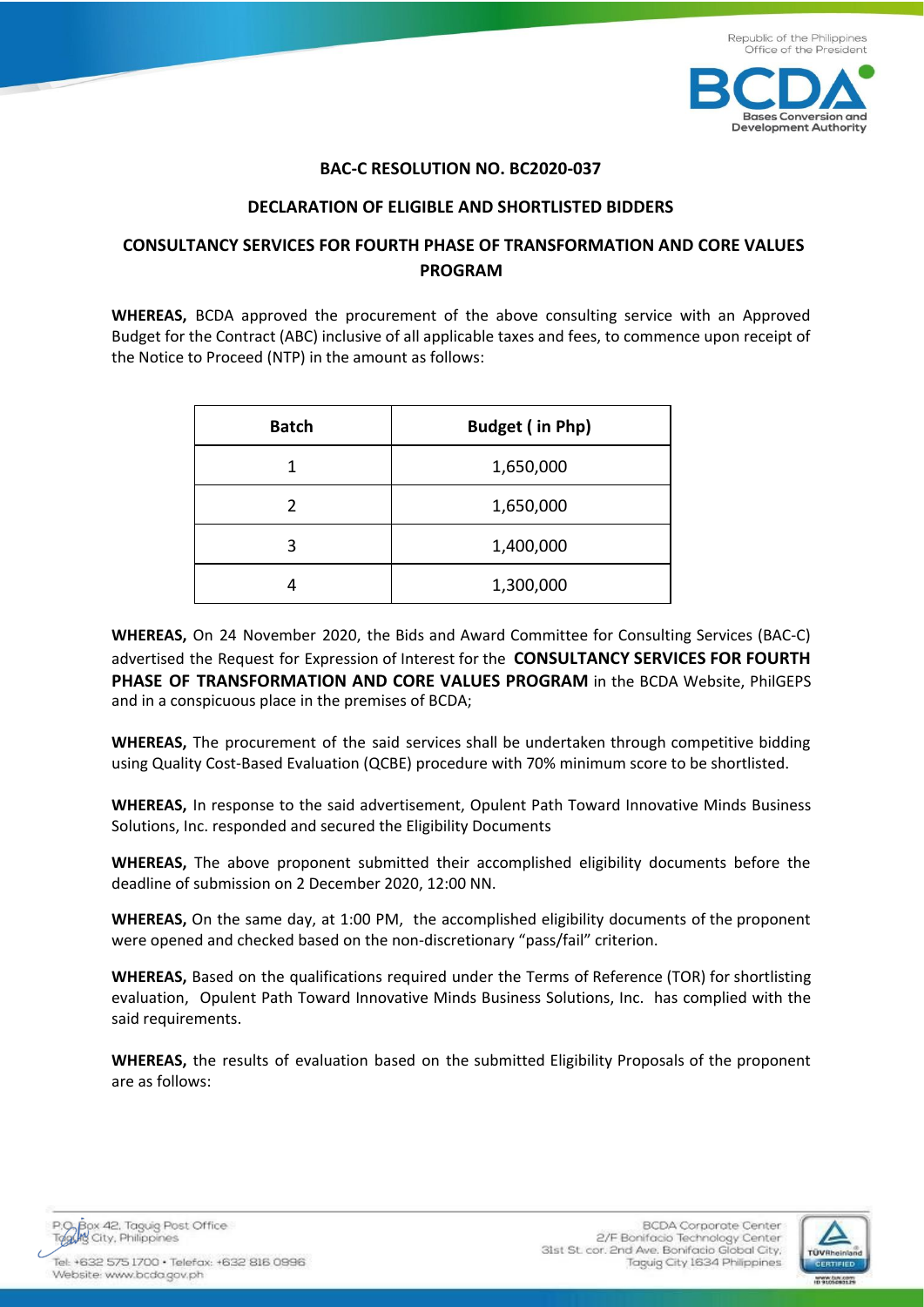**BAC-C RESOLUTION NO. BC2020-037**

**DECLARATION OF ELIGIBLE AND SHORTLISTED BIDDERS**

**CONSULTANCY SERVICES FOR FOURTH PHASE OF TRANSFORMATION AND CORE VALUES PROGRAM**

**WHEREAS,** BCDA approved the procurement of the above consulting service with an Approved Budget for the Contract (ABC) inclusive of all applicable taxes and fees, to commence upon receipt of the Notice to Proceed (NTP) in the amount as follows:

| Batch | Budget ( in Php) |
|---|---|
| 1 | 1,650,000 |
| 2 | 1,650,000 |
| 3 | 1,400,000 |
| 4 | 1,300,000 |

**WHEREAS,** On 24 November 2020, the Bids and Award Committee for Consulting Services (BAC-C) advertised the Request for Expression of Interest for the **CONSULTANCY SERVICES FOR FOURTH PHASE OF TRANSFORMATION AND CORE VALUES PROGRAM** in the BCDA Website, PhilGEPS and in a conspicuous place in the premises of BCDA;

**WHEREAS,** The procurement of the said services shall be undertaken through competitive bidding using Quality Cost-Based Evaluation (QCBE) procedure with 70% minimum score to be shortlisted.

**WHEREAS,** In response to the said advertisement, Opulent Path Toward Innovative Minds Business Solutions, Inc. responded and secured the Eligibility Documents

**WHEREAS,** The above proponent submitted their accomplished eligibility documents before the deadline of submission on 2 December 2020, 12:00 NN.

**WHEREAS,** On the same day, at 1:00 PM, the accomplished eligibility documents of the proponent were opened and checked based on the non-discretionary "pass/fail" criterion.

**WHEREAS,** Based on the qualifications required under the Terms of Reference (TOR) for shortlisting evaluation, Opulent Path Toward Innovative Minds Business Solutions, Inc. has complied with the said requirements.

**WHEREAS,** the results of evaluation based on the submitted Eligibility Proposals of the proponent are as follows: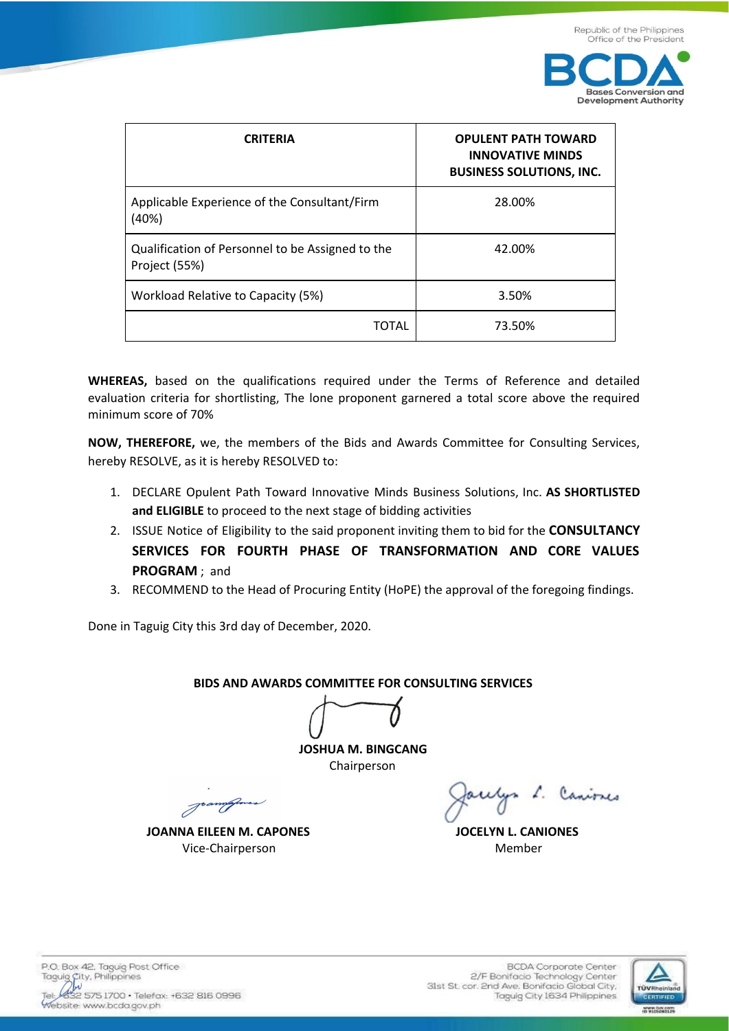| CRITERIA | OPULENT PATH TOWARD INNOVATIVE MINDS BUSINESS SOLUTIONS, INC. |
|---|---|
| Applicable Experience of the Consultant/Firm (40%) | 28.00% |
| Qualification of Personnel to be Assigned to the Project (55%) | 42.00% |
| Workload Relative to Capacity (5%) | 3.50% |
| TOTAL | 73.50% |

**WHEREAS,** based on the qualifications required under the Terms of Reference and detailed evaluation criteria for shortlisting, The lone proponent garnered a total score above the required minimum score of 70%

**NOW, THEREFORE,** we, the members of the Bids and Awards Committee for Consulting Services, hereby RESOLVE, as it is hereby RESOLVED to:

1. DECLARE Opulent Path Toward Innovative Minds Business Solutions, Inc. **AS SHORTLISTED and ELIGIBLE** to proceed to the next stage of bidding activities
2. ISSUE Notice of Eligibility to the said proponent inviting them to bid for the **CONSULTANCY SERVICES FOR FOURTH PHASE OF TRANSFORMATION AND CORE VALUES PROGRAM** ; and
3. RECOMMEND to the Head of Procuring Entity (HoPE) the approval of the foregoing findings.

Done in Taguig City this 3rd day of December, 2020.

**BIDS AND AWARDS COMMITTEE FOR CONSULTING SERVICES**

**JOSHUA M. BINGCANG**
Chairperson

**JOANNA EILEEN M. CAPONES**
Vice-Chairperson

**JOCELYN L. CANIONES**
Member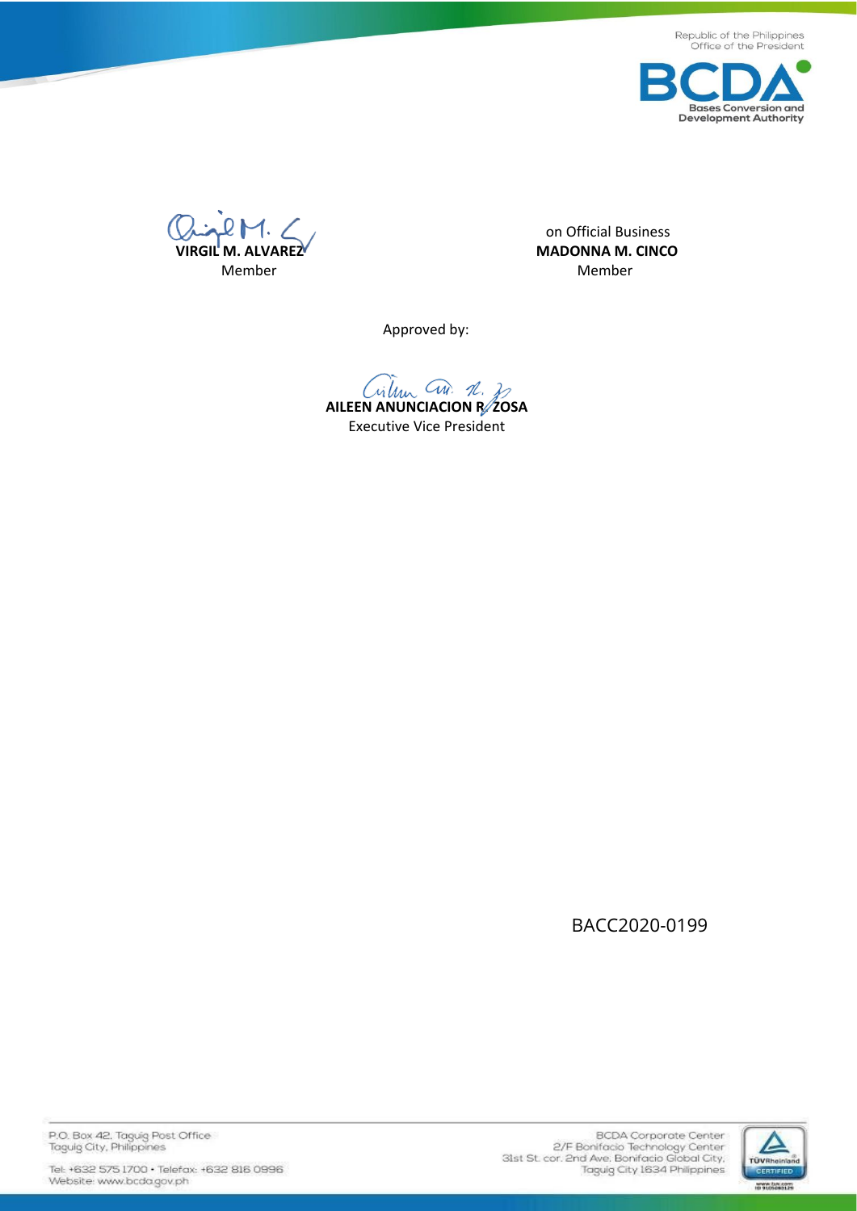**VIRGIL M. ALVAREZ**
Member

on Official Business
**MADONNA M. CINCO**
Member

Approved by:

**AILEEN ANUNCIACION R. ZOSA**
Executive Vice President

BACC2020-0199